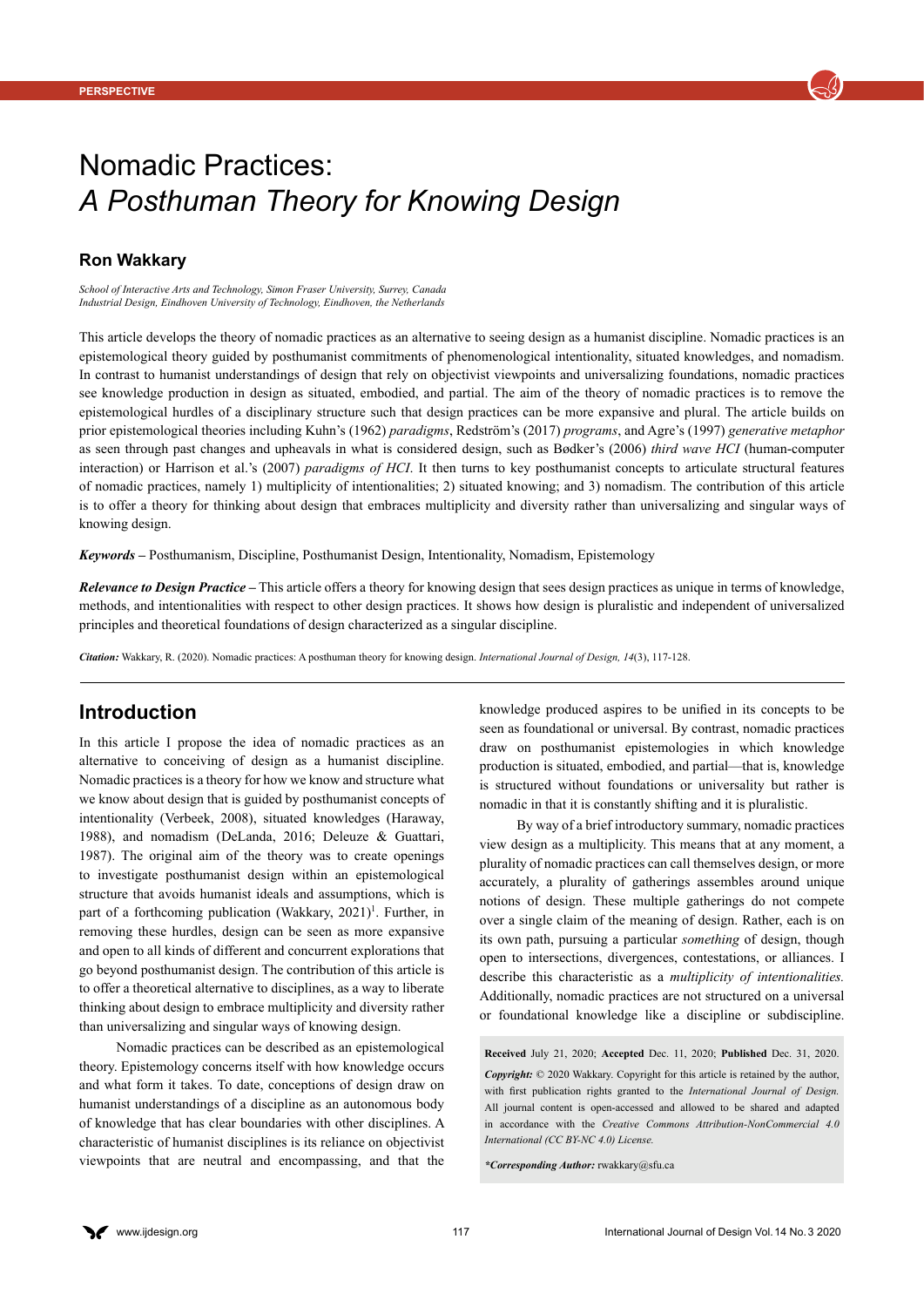PERSPECTIVE

# Nomadic Practices: *A Posthuman Theory for Knowing Design*

**Ron Wakkary**

*School of Interactive Arts and Technology, Simon Fraser University, Surrey, Canada*
*Industrial Design, Eindhoven University of Technology, Eindhoven, the Netherlands*

This article develops the theory of nomadic practices as an alternative to seeing design as a humanist discipline. Nomadic practices is an epistemological theory guided by posthumanist commitments of phenomenological intentionality, situated knowledges, and nomadism. In contrast to humanist understandings of design that rely on objectivist viewpoints and universalizing foundations, nomadic practices see knowledge production in design as situated, embodied, and partial. The aim of the theory of nomadic practices is to remove the epistemological hurdles of a disciplinary structure such that design practices can be more expansive and plural. The article builds on prior epistemological theories including Kuhn's (1962) *paradigms*, Redström's (2017) *programs*, and Agre's (1997) *generative metaphor* as seen through past changes and upheavals in what is considered design, such as Bødker's (2006) *third wave HCI* (human-computer interaction) or Harrison et al.'s (2007) *paradigms of HCI*. It then turns to key posthumanist concepts to articulate structural features of nomadic practices, namely 1) multiplicity of intentionalities; 2) situated knowing; and 3) nomadism. The contribution of this article is to offer a theory for thinking about design that embraces multiplicity and diversity rather than universalizing and singular ways of knowing design.

***Keywords* –** Posthumanism, Discipline, Posthumanist Design, Intentionality, Nomadism, Epistemology

***Relevance to Design Practice* –** This article offers a theory for knowing design that sees design practices as unique in terms of knowledge, methods, and intentionalities with respect to other design practices. It shows how design is pluralistic and independent of universalized principles and theoretical foundations of design characterized as a singular discipline.

***Citation:*** Wakkary, R. (2020). Nomadic practices: A posthuman theory for knowing design. *International Journal of Design, 14*(3), 117-128.

## Introduction

In this article I propose the idea of nomadic practices as an alternative to conceiving of design as a humanist discipline. Nomadic practices is a theory for how we know and structure what we know about design that is guided by posthumanist concepts of intentionality (Verbeek, 2008), situated knowledges (Haraway, 1988), and nomadism (DeLanda, 2016; Deleuze & Guattari, 1987). The original aim of the theory was to create openings to investigate posthumanist design within an epistemological structure that avoids humanist ideals and assumptions, which is part of a forthcoming publication (Wakkary, 2021)[1]. Further, in removing these hurdles, design can be seen as more expansive and open to all kinds of different and concurrent explorations that go beyond posthumanist design. The contribution of this article is to offer a theoretical alternative to disciplines, as a way to liberate thinking about design to embrace multiplicity and diversity rather than universalizing and singular ways of knowing design.

Nomadic practices can be described as an epistemological theory. Epistemology concerns itself with how knowledge occurs and what form it takes. To date, conceptions of design draw on humanist understandings of a discipline as an autonomous body of knowledge that has clear boundaries with other disciplines. A characteristic of humanist disciplines is its reliance on objectivist viewpoints that are neutral and encompassing, and that the knowledge produced aspires to be unified in its concepts to be seen as foundational or universal. By contrast, nomadic practices draw on posthumanist epistemologies in which knowledge production is situated, embodied, and partial—that is, knowledge is structured without foundations or universality but rather is nomadic in that it is constantly shifting and it is pluralistic.

By way of a brief introductory summary, nomadic practices view design as a multiplicity. This means that at any moment, a plurality of nomadic practices can call themselves design, or more accurately, a plurality of gatherings assembles around unique notions of design. These multiple gatherings do not compete over a single claim of the meaning of design. Rather, each is on its own path, pursuing a particular *something* of design, though open to intersections, divergences, contestations, or alliances. I describe this characteristic as a *multiplicity of intentionalities*. Additionally, nomadic practices are not structured on a universal or foundational knowledge like a discipline or subdiscipline.

**Received** July 21, 2020; **Accepted** Dec. 11, 2020; **Published** Dec. 31, 2020.

***Copyright:*** © 2020 Wakkary. Copyright for this article is retained by the author, with first publication rights granted to the *International Journal of Design*. All journal content is open-accessed and allowed to be shared and adapted in accordance with the *Creative Commons Attribution-NonCommercial 4.0 International (CC BY-NC 4.0) License.*

***Corresponding Author:** rwakkary@sfu.ca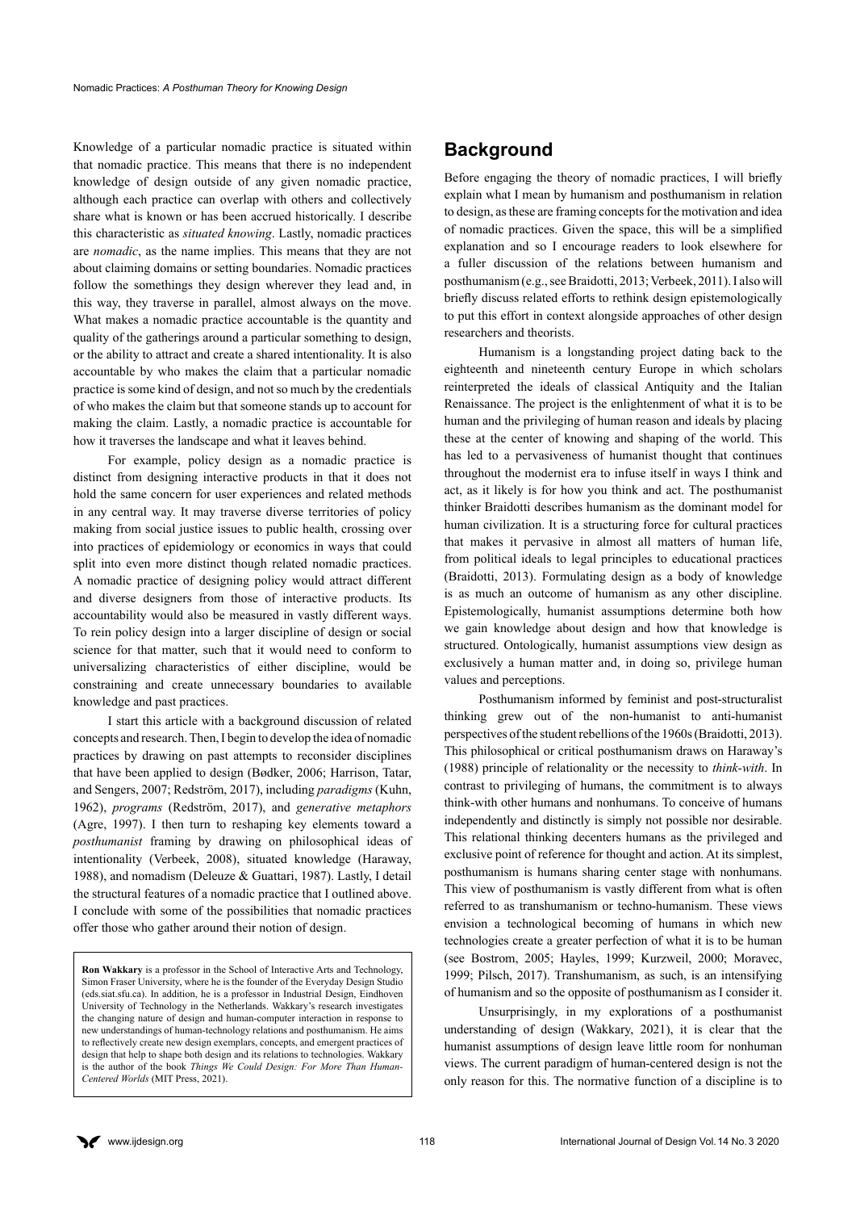Knowledge of a particular nomadic practice is situated within that nomadic practice. This means that there is no independent knowledge of design outside of any given nomadic practice, although each practice can overlap with others and collectively share what is known or has been accrued historically. I describe this characteristic as *situated knowing*. Lastly, nomadic practices are *nomadic*, as the name implies. This means that they are not about claiming domains or setting boundaries. Nomadic practices follow the somethings they design wherever they lead and, in this way, they traverse in parallel, almost always on the move. What makes a nomadic practice accountable is the quantity and quality of the gatherings around a particular something to design, or the ability to attract and create a shared intentionality. It is also accountable by who makes the claim that a particular nomadic practice is some kind of design, and not so much by the credentials of who makes the claim but that someone stands up to account for making the claim. Lastly, a nomadic practice is accountable for how it traverses the landscape and what it leaves behind.

For example, policy design as a nomadic practice is distinct from designing interactive products in that it does not hold the same concern for user experiences and related methods in any central way. It may traverse diverse territories of policy making from social justice issues to public health, crossing over into practices of epidemiology or economics in ways that could split into even more distinct though related nomadic practices. A nomadic practice of designing policy would attract different and diverse designers from those of interactive products. Its accountability would also be measured in vastly different ways. To rein policy design into a larger discipline of design or social science for that matter, such that it would need to conform to universalizing characteristics of either discipline, would be constraining and create unnecessary boundaries to available knowledge and past practices.

I start this article with a background discussion of related concepts and research. Then, I begin to develop the idea of nomadic practices by drawing on past attempts to reconsider disciplines that have been applied to design (Bødker, 2006; Harrison, Tatar, and Sengers, 2007; Redström, 2017), including *paradigms* (Kuhn, 1962), *programs* (Redström, 2017), and *generative metaphors* (Agre, 1997). I then turn to reshaping key elements toward a *posthumanist* framing by drawing on philosophical ideas of intentionality (Verbeek, 2008), situated knowledge (Haraway, 1988), and nomadism (Deleuze & Guattari, 1987). Lastly, I detail the structural features of a nomadic practice that I outlined above. I conclude with some of the possibilities that nomadic practices offer those who gather around their notion of design.

**Ron Wakkary** is a professor in the School of Interactive Arts and Technology, Simon Fraser University, where he is the founder of the Everyday Design Studio (eds.siat.sfu.ca). In addition, he is a professor in Industrial Design, Eindhoven University of Technology in the Netherlands. Wakkary's research investigates the changing nature of design and human-computer interaction in response to new understandings of human-technology relations and posthumanism. He aims to reflectively create new design exemplars, concepts, and emergent practices of design that help to shape both design and its relations to technologies. Wakkary is the author of the book *Things We Could Design: For More Than Human-Centered Worlds* (MIT Press, 2021).

## Background

Before engaging the theory of nomadic practices, I will briefly explain what I mean by humanism and posthumanism in relation to design, as these are framing concepts for the motivation and idea of nomadic practices. Given the space, this will be a simplified explanation and so I encourage readers to look elsewhere for a fuller discussion of the relations between humanism and posthumanism (e.g., see Braidotti, 2013; Verbeek, 2011). I also will briefly discuss related efforts to rethink design epistemologically to put this effort in context alongside approaches of other design researchers and theorists.

Humanism is a longstanding project dating back to the eighteenth and nineteenth century Europe in which scholars reinterpreted the ideals of classical Antiquity and the Italian Renaissance. The project is the enlightenment of what it is to be human and the privileging of human reason and ideals by placing these at the center of knowing and shaping of the world. This has led to a pervasiveness of humanist thought that continues throughout the modernist era to infuse itself in ways I think and act, as it likely is for how you think and act. The posthumanist thinker Braidotti describes humanism as the dominant model for human civilization. It is a structuring force for cultural practices that makes it pervasive in almost all matters of human life, from political ideals to legal principles to educational practices (Braidotti, 2013). Formulating design as a body of knowledge is as much an outcome of humanism as any other discipline. Epistemologically, humanist assumptions determine both how we gain knowledge about design and how that knowledge is structured. Ontologically, humanist assumptions view design as exclusively a human matter and, in doing so, privilege human values and perceptions.

Posthumanism informed by feminist and post-structuralist thinking grew out of the non-humanist to anti-humanist perspectives of the student rebellions of the 1960s (Braidotti, 2013). This philosophical or critical posthumanism draws on Haraway's (1988) principle of relationality or the necessity to *think-with*. In contrast to privileging of humans, the commitment is to always think-with other humans and nonhumans. To conceive of humans independently and distinctly is simply not possible nor desirable. This relational thinking decenters humans as the privileged and exclusive point of reference for thought and action. At its simplest, posthumanism is humans sharing center stage with nonhumans. This view of posthumanism is vastly different from what is often referred to as transhumanism or techno-humanism. These views envision a technological becoming of humans in which new technologies create a greater perfection of what it is to be human (see Bostrom, 2005; Hayles, 1999; Kurzweil, 2000; Moravec, 1999; Pilsch, 2017). Transhumanism, as such, is an intensifying of humanism and so the opposite of posthumanism as I consider it.

Unsurprisingly, in my explorations of a posthumanist understanding of design (Wakkary, 2021), it is clear that the humanist assumptions of design leave little room for nonhuman views. The current paradigm of human-centered design is not the only reason for this. The normative function of a discipline is to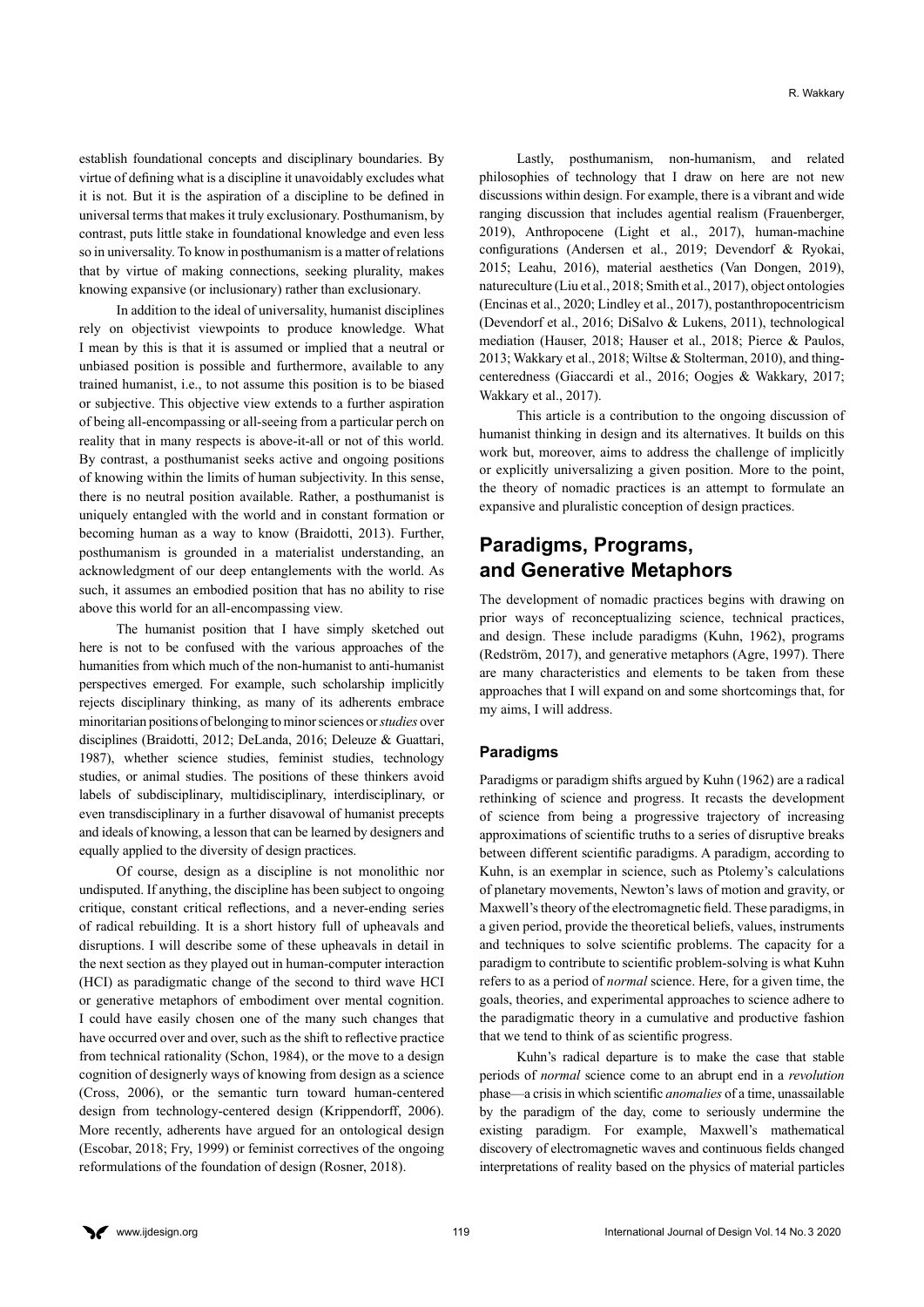establish foundational concepts and disciplinary boundaries. By virtue of defining what is a discipline it unavoidably excludes what it is not. But it is the aspiration of a discipline to be defined in universal terms that makes it truly exclusionary. Posthumanism, by contrast, puts little stake in foundational knowledge and even less so in universality. To know in posthumanism is a matter of relations that by virtue of making connections, seeking plurality, makes knowing expansive (or inclusionary) rather than exclusionary.

In addition to the ideal of universality, humanist disciplines rely on objectivist viewpoints to produce knowledge. What I mean by this is that it is assumed or implied that a neutral or unbiased position is possible and furthermore, available to any trained humanist, i.e., to not assume this position is to be biased or subjective. This objective view extends to a further aspiration of being all-encompassing or all-seeing from a particular perch on reality that in many respects is above-it-all or not of this world. By contrast, a posthumanist seeks active and ongoing positions of knowing within the limits of human subjectivity. In this sense, there is no neutral position available. Rather, a posthumanist is uniquely entangled with the world and in constant formation or becoming human as a way to know (Braidotti, 2013). Further, posthumanism is grounded in a materialist understanding, an acknowledgment of our deep entanglements with the world. As such, it assumes an embodied position that has no ability to rise above this world for an all-encompassing view.

The humanist position that I have simply sketched out here is not to be confused with the various approaches of the humanities from which much of the non-humanist to anti-humanist perspectives emerged. For example, such scholarship implicitly rejects disciplinary thinking, as many of its adherents embrace minoritarian positions of belonging to minor sciences or *studies* over disciplines (Braidotti, 2012; DeLanda, 2016; Deleuze & Guattari, 1987), whether science studies, feminist studies, technology studies, or animal studies. The positions of these thinkers avoid labels of subdisciplinary, multidisciplinary, interdisciplinary, or even transdisciplinary in a further disavowal of humanist precepts and ideals of knowing, a lesson that can be learned by designers and equally applied to the diversity of design practices.

Of course, design as a discipline is not monolithic nor undisputed. If anything, the discipline has been subject to ongoing critique, constant critical reflections, and a never-ending series of radical rebuilding. It is a short history full of upheavals and disruptions. I will describe some of these upheavals in detail in the next section as they played out in human-computer interaction (HCI) as paradigmatic change of the second to third wave HCI or generative metaphors of embodiment over mental cognition. I could have easily chosen one of the many such changes that have occurred over and over, such as the shift to reflective practice from technical rationality (Schon, 1984), or the move to a design cognition of designerly ways of knowing from design as a science (Cross, 2006), or the semantic turn toward human-centered design from technology-centered design (Krippendorff, 2006). More recently, adherents have argued for an ontological design (Escobar, 2018; Fry, 1999) or feminist correctives of the ongoing reformulations of the foundation of design (Rosner, 2018).

Lastly, posthumanism, non-humanism, and related philosophies of technology that I draw on here are not new discussions within design. For example, there is a vibrant and wide ranging discussion that includes agential realism (Frauenberger, 2019), Anthropocene (Light et al., 2017), human-machine configurations (Andersen et al., 2019; Devendorf & Ryokai, 2015; Leahu, 2016), material aesthetics (Van Dongen, 2019), natureculture (Liu et al., 2018; Smith et al., 2017), object ontologies (Encinas et al., 2020; Lindley et al., 2017), postanthropocentricism (Devendorf et al., 2016; DiSalvo & Lukens, 2011), technological mediation (Hauser, 2018; Hauser et al., 2018; Pierce & Paulos, 2013; Wakkary et al., 2018; Wiltse & Stolterman, 2010), and thing-centeredness (Giaccardi et al., 2016; Oogjes & Wakkary, 2017; Wakkary et al., 2017).

This article is a contribution to the ongoing discussion of humanist thinking in design and its alternatives. It builds on this work but, moreover, aims to address the challenge of implicitly or explicitly universalizing a given position. More to the point, the theory of nomadic practices is an attempt to formulate an expansive and pluralistic conception of design practices.

## Paradigms, Programs, and Generative Metaphors

The development of nomadic practices begins with drawing on prior ways of reconceptualizing science, technical practices, and design. These include paradigms (Kuhn, 1962), programs (Redström, 2017), and generative metaphors (Agre, 1997). There are many characteristics and elements to be taken from these approaches that I will expand on and some shortcomings that, for my aims, I will address.

### Paradigms

Paradigms or paradigm shifts argued by Kuhn (1962) are a radical rethinking of science and progress. It recasts the development of science from being a progressive trajectory of increasing approximations of scientific truths to a series of disruptive breaks between different scientific paradigms. A paradigm, according to Kuhn, is an exemplar in science, such as Ptolemy's calculations of planetary movements, Newton's laws of motion and gravity, or Maxwell's theory of the electromagnetic field. These paradigms, in a given period, provide the theoretical beliefs, values, instruments and techniques to solve scientific problems. The capacity for a paradigm to contribute to scientific problem-solving is what Kuhn refers to as a period of *normal* science. Here, for a given time, the goals, theories, and experimental approaches to science adhere to the paradigmatic theory in a cumulative and productive fashion that we tend to think of as scientific progress.

Kuhn's radical departure is to make the case that stable periods of *normal* science come to an abrupt end in a *revolution* phase—a crisis in which scientific *anomalies* of a time, unassailable by the paradigm of the day, come to seriously undermine the existing paradigm. For example, Maxwell's mathematical discovery of electromagnetic waves and continuous fields changed interpretations of reality based on the physics of material particles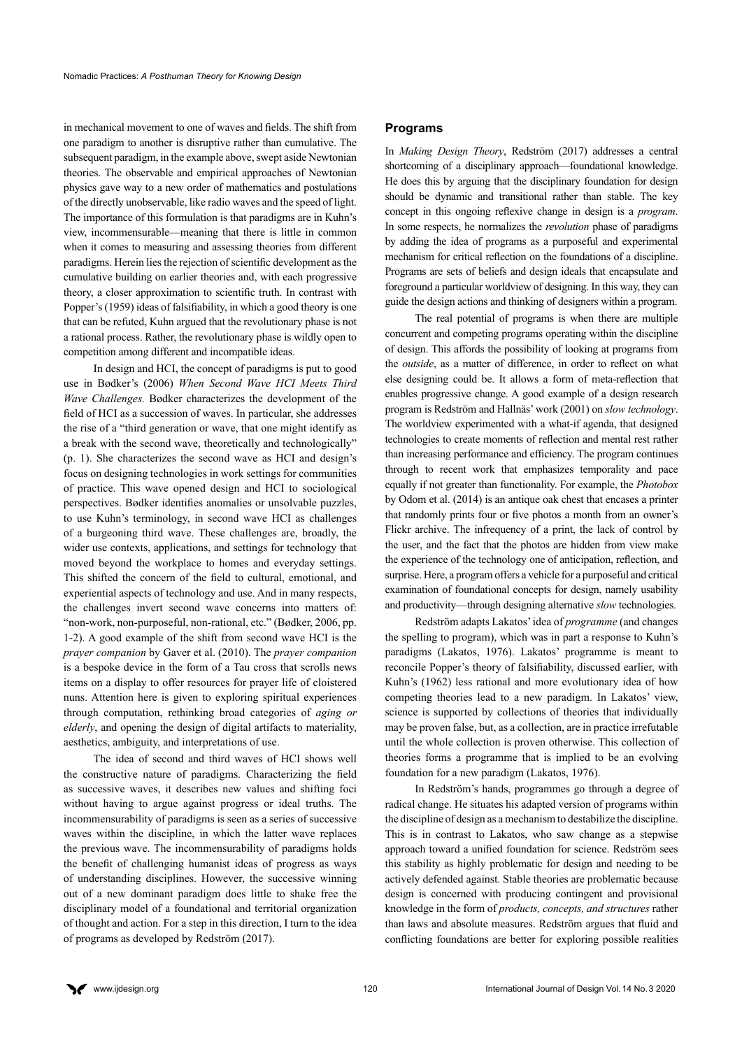in mechanical movement to one of waves and fields. The shift from one paradigm to another is disruptive rather than cumulative. The subsequent paradigm, in the example above, swept aside Newtonian theories. The observable and empirical approaches of Newtonian physics gave way to a new order of mathematics and postulations of the directly unobservable, like radio waves and the speed of light. The importance of this formulation is that paradigms are in Kuhn's view, incommensurable—meaning that there is little in common when it comes to measuring and assessing theories from different paradigms. Herein lies the rejection of scientific development as the cumulative building on earlier theories and, with each progressive theory, a closer approximation to scientific truth. In contrast with Popper's (1959) ideas of falsifiability, in which a good theory is one that can be refuted, Kuhn argued that the revolutionary phase is not a rational process. Rather, the revolutionary phase is wildly open to competition among different and incompatible ideas.

In design and HCI, the concept of paradigms is put to good use in Bødker's (2006) *When Second Wave HCI Meets Third Wave Challenges.* Bødker characterizes the development of the field of HCI as a succession of waves. In particular, she addresses the rise of a "third generation or wave, that one might identify as a break with the second wave, theoretically and technologically" (p. 1). She characterizes the second wave as HCI and design's focus on designing technologies in work settings for communities of practice. This wave opened design and HCI to sociological perspectives. Bødker identifies anomalies or unsolvable puzzles, to use Kuhn's terminology, in second wave HCI as challenges of a burgeoning third wave. These challenges are, broadly, the wider use contexts, applications, and settings for technology that moved beyond the workplace to homes and everyday settings. This shifted the concern of the field to cultural, emotional, and experiential aspects of technology and use. And in many respects, the challenges invert second wave concerns into matters of: "non-work, non-purposeful, non-rational, etc." (Bødker, 2006, pp. 1-2). A good example of the shift from second wave HCI is the *prayer companion* by Gaver et al. (2010). The *prayer companion* is a bespoke device in the form of a Tau cross that scrolls news items on a display to offer resources for prayer life of cloistered nuns. Attention here is given to exploring spiritual experiences through computation, rethinking broad categories of *aging or elderly*, and opening the design of digital artifacts to materiality, aesthetics, ambiguity, and interpretations of use.

The idea of second and third waves of HCI shows well the constructive nature of paradigms. Characterizing the field as successive waves, it describes new values and shifting foci without having to argue against progress or ideal truths. The incommensurability of paradigms is seen as a series of successive waves within the discipline, in which the latter wave replaces the previous wave. The incommensurability of paradigms holds the benefit of challenging humanist ideas of progress as ways of understanding disciplines. However, the successive winning out of a new dominant paradigm does little to shake free the disciplinary model of a foundational and territorial organization of thought and action. For a step in this direction, I turn to the idea of programs as developed by Redström (2017).

## Programs

In *Making Design Theory*, Redström (2017) addresses a central shortcoming of a disciplinary approach—foundational knowledge. He does this by arguing that the disciplinary foundation for design should be dynamic and transitional rather than stable. The key concept in this ongoing reflexive change in design is a *program*. In some respects, he normalizes the *revolution* phase of paradigms by adding the idea of programs as a purposeful and experimental mechanism for critical reflection on the foundations of a discipline. Programs are sets of beliefs and design ideals that encapsulate and foreground a particular worldview of designing. In this way, they can guide the design actions and thinking of designers within a program.

The real potential of programs is when there are multiple concurrent and competing programs operating within the discipline of design. This affords the possibility of looking at programs from the *outside*, as a matter of difference, in order to reflect on what else designing could be. It allows a form of meta-reflection that enables progressive change. A good example of a design research program is Redström and Hallnäs' work (2001) on *slow technology*. The worldview experimented with a what-if agenda, that designed technologies to create moments of reflection and mental rest rather than increasing performance and efficiency. The program continues through to recent work that emphasizes temporality and pace equally if not greater than functionality. For example, the *Photobox* by Odom et al. (2014) is an antique oak chest that encases a printer that randomly prints four or five photos a month from an owner's Flickr archive. The infrequency of a print, the lack of control by the user, and the fact that the photos are hidden from view make the experience of the technology one of anticipation, reflection, and surprise. Here, a program offers a vehicle for a purposeful and critical examination of foundational concepts for design, namely usability and productivity—through designing alternative *slow* technologies.

Redström adapts Lakatos' idea of *programme* (and changes the spelling to program), which was in part a response to Kuhn's paradigms (Lakatos, 1976). Lakatos' programme is meant to reconcile Popper's theory of falsifiability, discussed earlier, with Kuhn's (1962) less rational and more evolutionary idea of how competing theories lead to a new paradigm. In Lakatos' view, science is supported by collections of theories that individually may be proven false, but, as a collection, are in practice irrefutable until the whole collection is proven otherwise. This collection of theories forms a programme that is implied to be an evolving foundation for a new paradigm (Lakatos, 1976).

In Redström's hands, programmes go through a degree of radical change. He situates his adapted version of programs within the discipline of design as a mechanism to destabilize the discipline. This is in contrast to Lakatos, who saw change as a stepwise approach toward a unified foundation for science. Redström sees this stability as highly problematic for design and needing to be actively defended against. Stable theories are problematic because design is concerned with producing contingent and provisional knowledge in the form of *products, concepts, and structures* rather than laws and absolute measures. Redström argues that fluid and conflicting foundations are better for exploring possible realities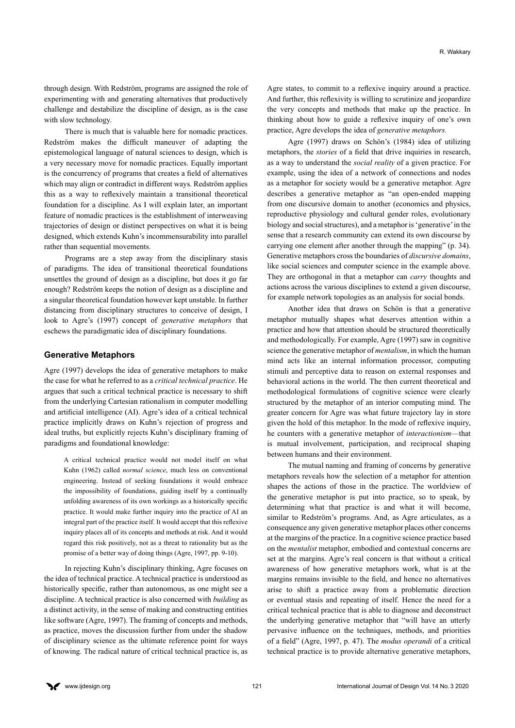through design. With Redström, programs are assigned the role of experimenting with and generating alternatives that productively challenge and destabilize the discipline of design, as is the case with slow technology.

There is much that is valuable here for nomadic practices. Redström makes the difficult maneuver of adapting the epistemological language of natural sciences to design, which is a very necessary move for nomadic practices. Equally important is the concurrency of programs that creates a field of alternatives which may align or contradict in different ways. Redström applies this as a way to reflexively maintain a transitional theoretical foundation for a discipline. As I will explain later, an important feature of nomadic practices is the establishment of interweaving trajectories of design or distinct perspectives on what it is being designed, which extends Kuhn's incommensurability into parallel rather than sequential movements.

Programs are a step away from the disciplinary stasis of paradigms. The idea of transitional theoretical foundations unsettles the ground of design as a discipline, but does it go far enough? Redström keeps the notion of design as a discipline and a singular theoretical foundation however kept unstable. In further distancing from disciplinary structures to conceive of design, I look to Agre's (1997) concept of *generative metaphors* that eschews the paradigmatic idea of disciplinary foundations.

## Generative Metaphors

Agre (1997) develops the idea of generative metaphors to make the case for what he referred to as a *critical technical practice*. He argues that such a critical technical practice is necessary to shift from the underlying Cartesian rationalism in computer modelling and artificial intelligence (AI). Agre's idea of a critical technical practice implicitly draws on Kuhn's rejection of progress and ideal truths, but explicitly rejects Kuhn's disciplinary framing of paradigms and foundational knowledge:

> A critical technical practice would not model itself on what Kuhn (1962) called *normal science*, much less on conventional engineering. Instead of seeking foundations it would embrace the impossibility of foundations, guiding itself by a continually unfolding awareness of its own workings as a historically specific practice. It would make further inquiry into the practice of AI an integral part of the practice itself. It would accept that this reflexive inquiry places all of its concepts and methods at risk. And it would regard this risk positively, not as a threat to rationality but as the promise of a better way of doing things (Agre, 1997, pp. 9-10).

In rejecting Kuhn's disciplinary thinking, Agre focuses on the idea of technical practice. A technical practice is understood as historically specific, rather than autonomous, as one might see a discipline. A technical practice is also concerned with *building* as a distinct activity, in the sense of making and constructing entities like software (Agre, 1997). The framing of concepts and methods, as practice, moves the discussion further from under the shadow of disciplinary science as the ultimate reference point for ways of knowing. The radical nature of critical technical practice is, as Agre states, to commit to a reflexive inquiry around a practice. And further, this reflexivity is willing to scrutinize and jeopardize the very concepts and methods that make up the practice. In thinking about how to guide a reflexive inquiry of one's own practice, Agre develops the idea of *generative metaphors.*

Agre (1997) draws on Schön's (1984) idea of utilizing metaphors, the *stories* of a field that drive inquiries in research, as a way to understand the *social reality* of a given practice. For example, using the idea of a network of connections and nodes as a metaphor for society would be a generative metaphor. Agre describes a generative metaphor as "an open-ended mapping from one discursive domain to another (economics and physics, reproductive physiology and cultural gender roles, evolutionary biology and social structures), and a metaphor is 'generative' in the sense that a research community can extend its own discourse by carrying one element after another through the mapping" (p. 34). Generative metaphors cross the boundaries of *discursive domains*, like social sciences and computer science in the example above. They are orthogonal in that a metaphor can *carry* thoughts and actions across the various disciplines to extend a given discourse, for example network topologies as an analysis for social bonds.

Another idea that draws on Schön is that a generative metaphor mutually shapes what deserves attention within a practice and how that attention should be structured theoretically and methodologically. For example, Agre (1997) saw in cognitive science the generative metaphor of *mentalism*, in which the human mind acts like an internal information processor, computing stimuli and perceptive data to reason on external responses and behavioral actions in the world. The then current theoretical and methodological formulations of cognitive science were clearly structured by the metaphor of an interior computing mind. The greater concern for Agre was what future trajectory lay in store given the hold of this metaphor. In the mode of reflexive inquiry, he counters with a generative metaphor of *interactionism*—that is mutual involvement, participation, and reciprocal shaping between humans and their environment.

The mutual naming and framing of concerns by generative metaphors reveals how the selection of a metaphor for attention shapes the actions of those in the practice. The worldview of the generative metaphor is put into practice, so to speak, by determining what that practice is and what it will become, similar to Redström's programs. And, as Agre articulates, as a consequence any given generative metaphor places other concerns at the margins of the practice. In a cognitive science practice based on the *mentalist* metaphor, embodied and contextual concerns are set at the margins. Agre's real concern is that without a critical awareness of how generative metaphors work, what is at the margins remains invisible to the field, and hence no alternatives arise to shift a practice away from a problematic direction or eventual stasis and repeating of itself. Hence the need for a critical technical practice that is able to diagnose and deconstruct the underlying generative metaphor that "will have an utterly pervasive influence on the techniques, methods, and priorities of a field" (Agre, 1997, p. 47). The *modus operandi* of a critical technical practice is to provide alternative generative metaphors,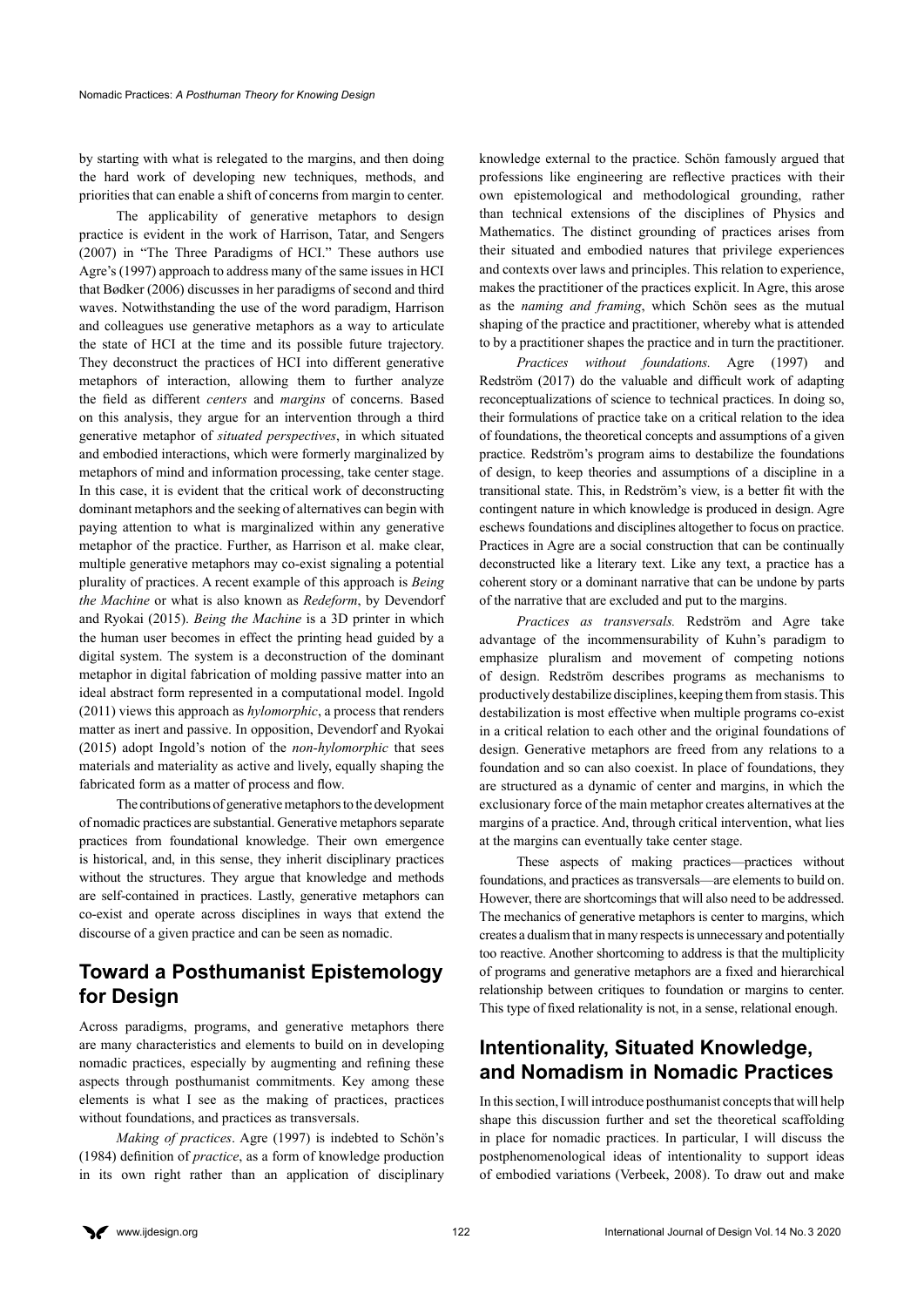by starting with what is relegated to the margins, and then doing the hard work of developing new techniques, methods, and priorities that can enable a shift of concerns from margin to center.

The applicability of generative metaphors to design practice is evident in the work of Harrison, Tatar, and Sengers (2007) in "The Three Paradigms of HCI." These authors use Agre's (1997) approach to address many of the same issues in HCI that Bødker (2006) discusses in her paradigms of second and third waves. Notwithstanding the use of the word paradigm, Harrison and colleagues use generative metaphors as a way to articulate the state of HCI at the time and its possible future trajectory. They deconstruct the practices of HCI into different generative metaphors of interaction, allowing them to further analyze the field as different *centers* and *margins* of concerns. Based on this analysis, they argue for an intervention through a third generative metaphor of *situated perspectives*, in which situated and embodied interactions, which were formerly marginalized by metaphors of mind and information processing, take center stage. In this case, it is evident that the critical work of deconstructing dominant metaphors and the seeking of alternatives can begin with paying attention to what is marginalized within any generative metaphor of the practice. Further, as Harrison et al. make clear, multiple generative metaphors may co-exist signaling a potential plurality of practices. A recent example of this approach is *Being the Machine* or what is also known as *Redeform*, by Devendorf and Ryokai (2015). *Being the Machine* is a 3D printer in which the human user becomes in effect the printing head guided by a digital system. The system is a deconstruction of the dominant metaphor in digital fabrication of molding passive matter into an ideal abstract form represented in a computational model. Ingold (2011) views this approach as *hylomorphic*, a process that renders matter as inert and passive. In opposition, Devendorf and Ryokai (2015) adopt Ingold's notion of the *non-hylomorphic* that sees materials and materiality as active and lively, equally shaping the fabricated form as a matter of process and flow.

The contributions of generative metaphors to the development of nomadic practices are substantial. Generative metaphors separate practices from foundational knowledge. Their own emergence is historical, and, in this sense, they inherit disciplinary practices without the structures. They argue that knowledge and methods are self-contained in practices. Lastly, generative metaphors can co-exist and operate across disciplines in ways that extend the discourse of a given practice and can be seen as nomadic.

## Toward a Posthumanist Epistemology for Design

Across paradigms, programs, and generative metaphors there are many characteristics and elements to build on in developing nomadic practices, especially by augmenting and refining these aspects through posthumanist commitments. Key among these elements is what I see as the making of practices, practices without foundations, and practices as transversals.

*Making of practices*. Agre (1997) is indebted to Schön's (1984) definition of *practice*, as a form of knowledge production in its own right rather than an application of disciplinary knowledge external to the practice. Schön famously argued that professions like engineering are reflective practices with their own epistemological and methodological grounding, rather than technical extensions of the disciplines of Physics and Mathematics. The distinct grounding of practices arises from their situated and embodied natures that privilege experiences and contexts over laws and principles. This relation to experience, makes the practitioner of the practices explicit. In Agre, this arose as the *naming and framing*, which Schön sees as the mutual shaping of the practice and practitioner, whereby what is attended to by a practitioner shapes the practice and in turn the practitioner.

*Practices without foundations.* Agre (1997) and Redström (2017) do the valuable and difficult work of adapting reconceptualizations of science to technical practices. In doing so, their formulations of practice take on a critical relation to the idea of foundations, the theoretical concepts and assumptions of a given practice. Redström's program aims to destabilize the foundations of design, to keep theories and assumptions of a discipline in a transitional state. This, in Redström's view, is a better fit with the contingent nature in which knowledge is produced in design. Agre eschews foundations and disciplines altogether to focus on practice. Practices in Agre are a social construction that can be continually deconstructed like a literary text. Like any text, a practice has a coherent story or a dominant narrative that can be undone by parts of the narrative that are excluded and put to the margins.

*Practices as transversals.* Redström and Agre take advantage of the incommensurability of Kuhn's paradigm to emphasize pluralism and movement of competing notions of design. Redström describes programs as mechanisms to productively destabilize disciplines, keeping them from stasis. This destabilization is most effective when multiple programs co-exist in a critical relation to each other and the original foundations of design. Generative metaphors are freed from any relations to a foundation and so can also coexist. In place of foundations, they are structured as a dynamic of center and margins, in which the exclusionary force of the main metaphor creates alternatives at the margins of a practice. And, through critical intervention, what lies at the margins can eventually take center stage.

These aspects of making practices—practices without foundations, and practices as transversals—are elements to build on. However, there are shortcomings that will also need to be addressed. The mechanics of generative metaphors is center to margins, which creates a dualism that in many respects is unnecessary and potentially too reactive. Another shortcoming to address is that the multiplicity of programs and generative metaphors are a fixed and hierarchical relationship between critiques to foundation or margins to center. This type of fixed relationality is not, in a sense, relational enough.

## Intentionality, Situated Knowledge, and Nomadism in Nomadic Practices

In this section, I will introduce posthumanist concepts that will help shape this discussion further and set the theoretical scaffolding in place for nomadic practices. In particular, I will discuss the postphenomenological ideas of intentionality to support ideas of embodied variations (Verbeek, 2008). To draw out and make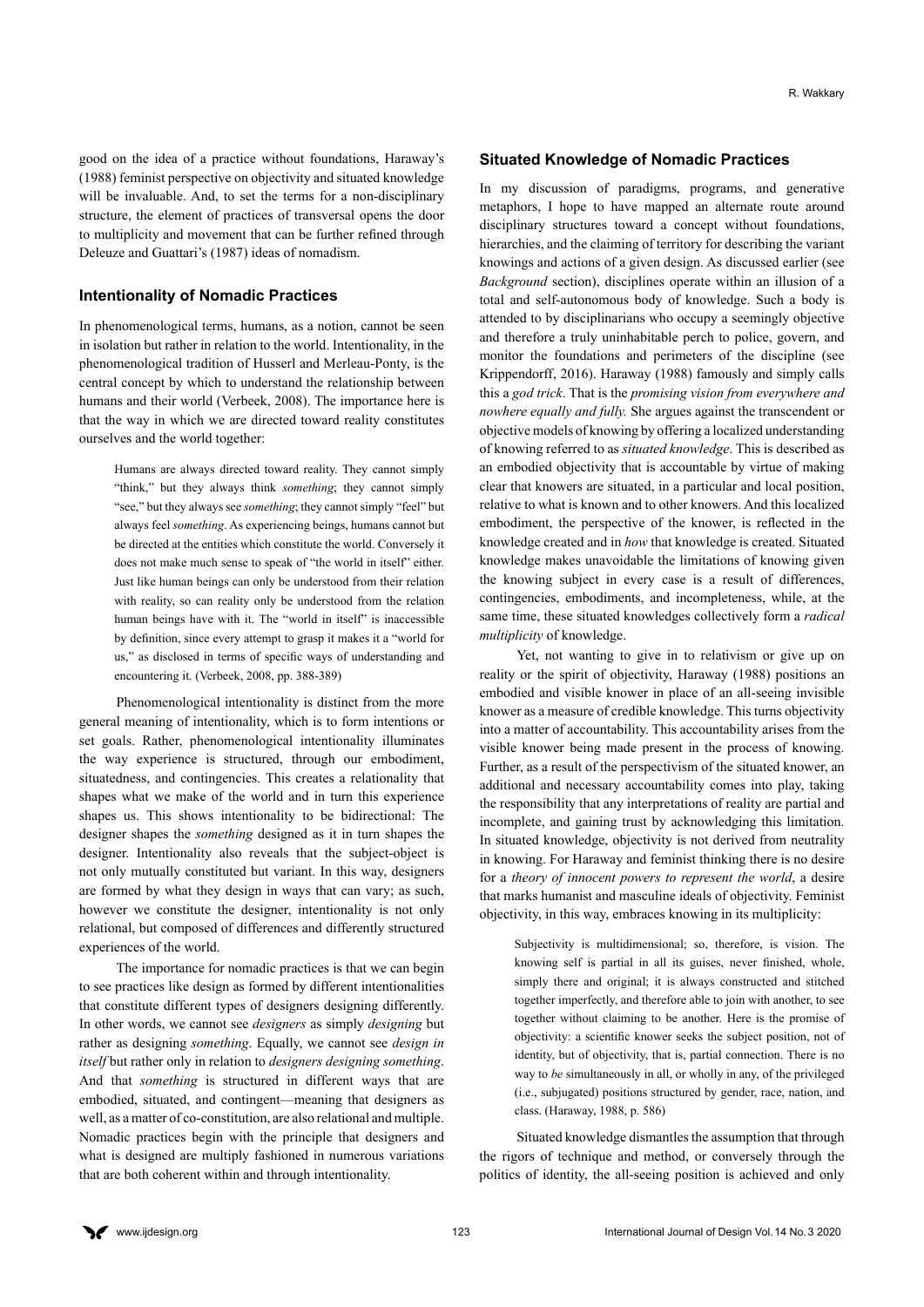good on the idea of a practice without foundations, Haraway's (1988) feminist perspective on objectivity and situated knowledge will be invaluable. And, to set the terms for a non-disciplinary structure, the element of practices of transversal opens the door to multiplicity and movement that can be further refined through Deleuze and Guattari's (1987) ideas of nomadism.

### Intentionality of Nomadic Practices

In phenomenological terms, humans, as a notion, cannot be seen in isolation but rather in relation to the world. Intentionality, in the phenomenological tradition of Husserl and Merleau-Ponty, is the central concept by which to understand the relationship between humans and their world (Verbeek, 2008). The importance here is that the way in which we are directed toward reality constitutes ourselves and the world together:

> Humans are always directed toward reality. They cannot simply "think," but they always think *something*; they cannot simply "see," but they always see *something*; they cannot simply "feel" but always feel *something*. As experiencing beings, humans cannot but be directed at the entities which constitute the world. Conversely it does not make much sense to speak of "the world in itself" either. Just like human beings can only be understood from their relation with reality, so can reality only be understood from the relation human beings have with it. The "world in itself" is inaccessible by definition, since every attempt to grasp it makes it a "world for us," as disclosed in terms of specific ways of understanding and encountering it. (Verbeek, 2008, pp. 388-389)

Phenomenological intentionality is distinct from the more general meaning of intentionality, which is to form intentions or set goals. Rather, phenomenological intentionality illuminates the way experience is structured, through our embodiment, situatedness, and contingencies. This creates a relationality that shapes what we make of the world and in turn this experience shapes us. This shows intentionality to be bidirectional: The designer shapes the *something* designed as it in turn shapes the designer. Intentionality also reveals that the subject-object is not only mutually constituted but variant. In this way, designers are formed by what they design in ways that can vary; as such, however we constitute the designer, intentionality is not only relational, but composed of differences and differently structured experiences of the world.

The importance for nomadic practices is that we can begin to see practices like design as formed by different intentionalities that constitute different types of designers designing differently. In other words, we cannot see *designers* as simply *designing* but rather as designing *something*. Equally, we cannot see *design in itself* but rather only in relation to *designers designing something*. And that *something* is structured in different ways that are embodied, situated, and contingent—meaning that designers as well, as a matter of co-constitution, are also relational and multiple. Nomadic practices begin with the principle that designers and what is designed are multiply fashioned in numerous variations that are both coherent within and through intentionality.

### Situated Knowledge of Nomadic Practices

In my discussion of paradigms, programs, and generative metaphors, I hope to have mapped an alternate route around disciplinary structures toward a concept without foundations, hierarchies, and the claiming of territory for describing the variant knowings and actions of a given design. As discussed earlier (see *Background* section), disciplines operate within an illusion of a total and self-autonomous body of knowledge. Such a body is attended to by disciplinarians who occupy a seemingly objective and therefore a truly uninhabitable perch to police, govern, and monitor the foundations and perimeters of the discipline (see Krippendorff, 2016). Haraway (1988) famously and simply calls this a *god trick*. That is the *promising vision from everywhere and nowhere equally and fully.* She argues against the transcendent or objective models of knowing by offering a localized understanding of knowing referred to as *situated knowledge*. This is described as an embodied objectivity that is accountable by virtue of making clear that knowers are situated, in a particular and local position, relative to what is known and to other knowers. And this localized embodiment, the perspective of the knower, is reflected in the knowledge created and in *how* that knowledge is created. Situated knowledge makes unavoidable the limitations of knowing given the knowing subject in every case is a result of differences, contingencies, embodiments, and incompleteness, while, at the same time, these situated knowledges collectively form a *radical multiplicity* of knowledge.

Yet, not wanting to give in to relativism or give up on reality or the spirit of objectivity, Haraway (1988) positions an embodied and visible knower in place of an all-seeing invisible knower as a measure of credible knowledge. This turns objectivity into a matter of accountability. This accountability arises from the visible knower being made present in the process of knowing. Further, as a result of the perspectivism of the situated knower, an additional and necessary accountability comes into play, taking the responsibility that any interpretations of reality are partial and incomplete, and gaining trust by acknowledging this limitation. In situated knowledge, objectivity is not derived from neutrality in knowing. For Haraway and feminist thinking there is no desire for a *theory of innocent powers to represent the world*, a desire that marks humanist and masculine ideals of objectivity. Feminist objectivity, in this way, embraces knowing in its multiplicity:

> Subjectivity is multidimensional; so, therefore, is vision. The knowing self is partial in all its guises, never finished, whole, simply there and original; it is always constructed and stitched together imperfectly, and therefore able to join with another, to see together without claiming to be another. Here is the promise of objectivity: a scientific knower seeks the subject position, not of identity, but of objectivity, that is, partial connection. There is no way to *be* simultaneously in all, or wholly in any, of the privileged (i.e., subjugated) positions structured by gender, race, nation, and class. (Haraway, 1988, p. 586)

Situated knowledge dismantles the assumption that through the rigors of technique and method, or conversely through the politics of identity, the all-seeing position is achieved and only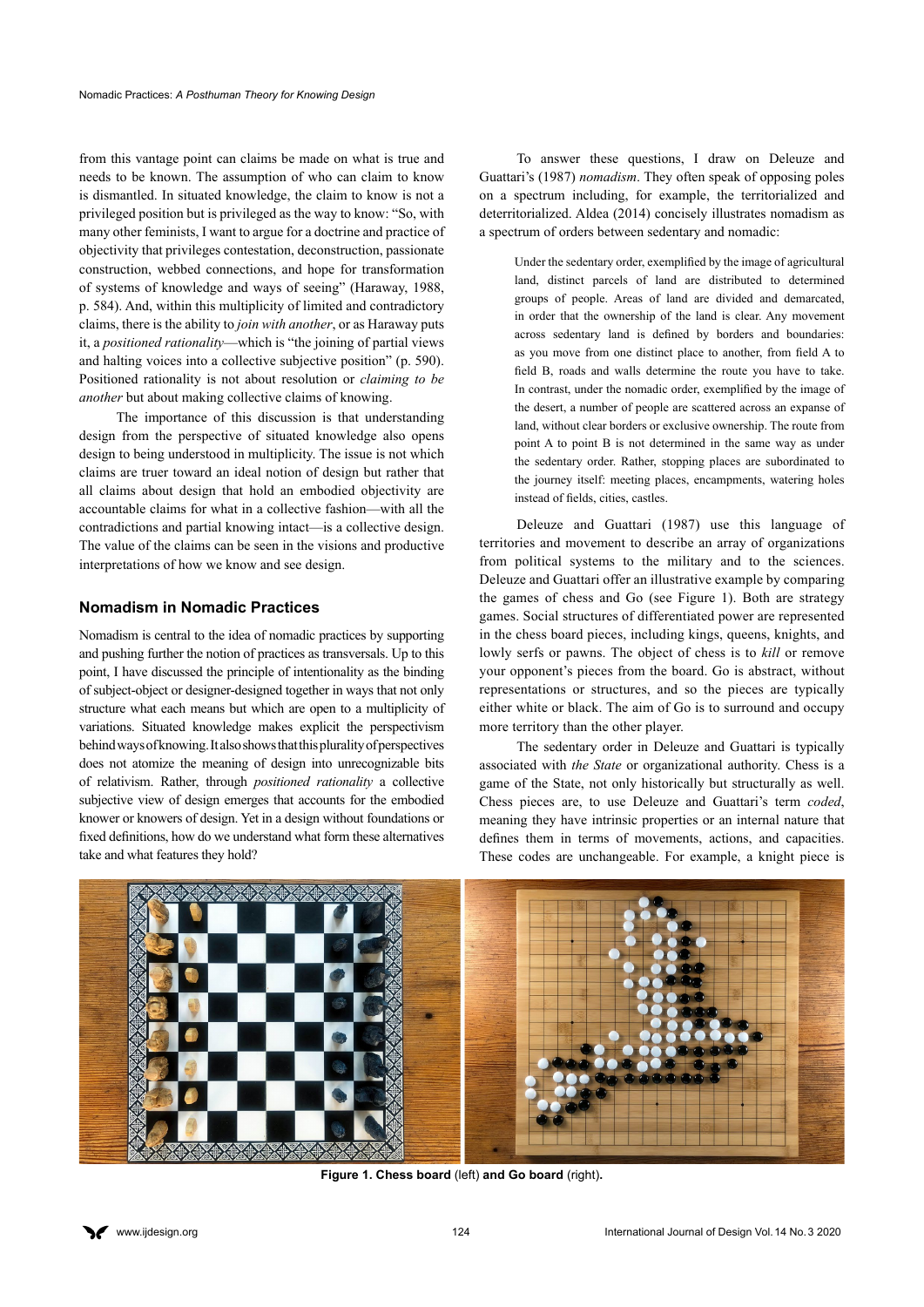from this vantage point can claims be made on what is true and needs to be known. The assumption of who can claim to know is dismantled. In situated knowledge, the claim to know is not a privileged position but is privileged as the way to know: "So, with many other feminists, I want to argue for a doctrine and practice of objectivity that privileges contestation, deconstruction, passionate construction, webbed connections, and hope for transformation of systems of knowledge and ways of seeing" (Haraway, 1988, p. 584). And, within this multiplicity of limited and contradictory claims, there is the ability to *join with another*, or as Haraway puts it, a *positioned rationality*—which is "the joining of partial views and halting voices into a collective subjective position" (p. 590). Positioned rationality is not about resolution or *claiming to be another* but about making collective claims of knowing.

The importance of this discussion is that understanding design from the perspective of situated knowledge also opens design to being understood in multiplicity. The issue is not which claims are truer toward an ideal notion of design but rather that all claims about design that hold an embodied objectivity are accountable claims for what in a collective fashion—with all the contradictions and partial knowing intact—is a collective design. The value of the claims can be seen in the visions and productive interpretations of how we know and see design.

## Nomadism in Nomadic Practices

Nomadism is central to the idea of nomadic practices by supporting and pushing further the notion of practices as transversals. Up to this point, I have discussed the principle of intentionality as the binding of subject-object or designer-designed together in ways that not only structure what each means but which are open to a multiplicity of variations. Situated knowledge makes explicit the perspectivism behind ways of knowing. It also shows that this plurality of perspectives does not atomize the meaning of design into unrecognizable bits of relativism. Rather, through *positioned rationality* a collective subjective view of design emerges that accounts for the embodied knower or knowers of design. Yet in a design without foundations or fixed definitions, how do we understand what form these alternatives take and what features they hold?

To answer these questions, I draw on Deleuze and Guattari's (1987) *nomadism*. They often speak of opposing poles on a spectrum including, for example, the territorialized and deterritorialized. Aldea (2014) concisely illustrates nomadism as a spectrum of orders between sedentary and nomadic:

> Under the sedentary order, exemplified by the image of agricultural land, distinct parcels of land are distributed to determined groups of people. Areas of land are divided and demarcated, in order that the ownership of the land is clear. Any movement across sedentary land is defined by borders and boundaries: as you move from one distinct place to another, from field A to field B, roads and walls determine the route you have to take. In contrast, under the nomadic order, exemplified by the image of the desert, a number of people are scattered across an expanse of land, without clear borders or exclusive ownership. The route from point A to point B is not determined in the same way as under the sedentary order. Rather, stopping places are subordinated to the journey itself: meeting places, encampments, watering holes instead of fields, cities, castles.

Deleuze and Guattari (1987) use this language of territories and movement to describe an array of organizations from political systems to the military and to the sciences. Deleuze and Guattari offer an illustrative example by comparing the games of chess and Go (see Figure 1). Both are strategy games. Social structures of differentiated power are represented in the chess board pieces, including kings, queens, knights, and lowly serfs or pawns. The object of chess is to *kill* or remove your opponent's pieces from the board. Go is abstract, without representations or structures, and so the pieces are typically either white or black. The aim of Go is to surround and occupy more territory than the other player.

The sedentary order in Deleuze and Guattari is typically associated with *the State* or organizational authority. Chess is a game of the State, not only historically but structurally as well. Chess pieces are, to use Deleuze and Guattari's term *coded*, meaning they have intrinsic properties or an internal nature that defines them in terms of movements, actions, and capacities. These codes are unchangeable. For example, a knight piece is

**Figure 1. Chess board** (left) **and Go board** (right)**.**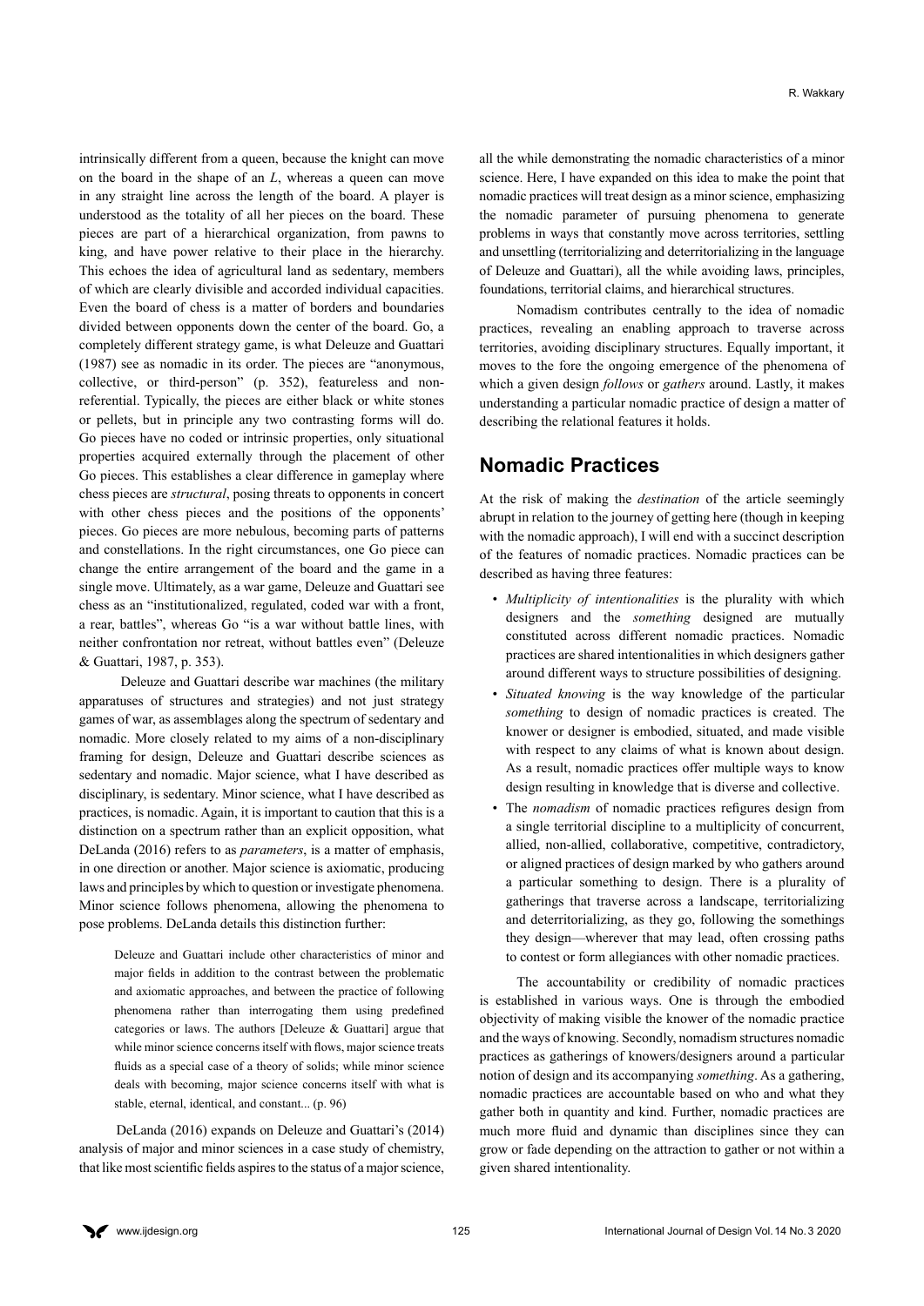intrinsically different from a queen, because the knight can move on the board in the shape of an *L*, whereas a queen can move in any straight line across the length of the board. A player is understood as the totality of all her pieces on the board. These pieces are part of a hierarchical organization, from pawns to king, and have power relative to their place in the hierarchy. This echoes the idea of agricultural land as sedentary, members of which are clearly divisible and accorded individual capacities. Even the board of chess is a matter of borders and boundaries divided between opponents down the center of the board. Go, a completely different strategy game, is what Deleuze and Guattari (1987) see as nomadic in its order. The pieces are "anonymous, collective, or third-person" (p. 352), featureless and non-referential. Typically, the pieces are either black or white stones or pellets, but in principle any two contrasting forms will do. Go pieces have no coded or intrinsic properties, only situational properties acquired externally through the placement of other Go pieces. This establishes a clear difference in gameplay where chess pieces are *structural*, posing threats to opponents in concert with other chess pieces and the positions of the opponents' pieces. Go pieces are more nebulous, becoming parts of patterns and constellations. In the right circumstances, one Go piece can change the entire arrangement of the board and the game in a single move. Ultimately, as a war game, Deleuze and Guattari see chess as an "institutionalized, regulated, coded war with a front, a rear, battles", whereas Go "is a war without battle lines, with neither confrontation nor retreat, without battles even" (Deleuze & Guattari, 1987, p. 353).

Deleuze and Guattari describe war machines (the military apparatuses of structures and strategies) and not just strategy games of war, as assemblages along the spectrum of sedentary and nomadic. More closely related to my aims of a non-disciplinary framing for design, Deleuze and Guattari describe sciences as sedentary and nomadic. Major science, what I have described as disciplinary, is sedentary. Minor science, what I have described as practices, is nomadic. Again, it is important to caution that this is a distinction on a spectrum rather than an explicit opposition, what DeLanda (2016) refers to as *parameters*, is a matter of emphasis, in one direction or another. Major science is axiomatic, producing laws and principles by which to question or investigate phenomena. Minor science follows phenomena, allowing the phenomena to pose problems. DeLanda details this distinction further:

> Deleuze and Guattari include other characteristics of minor and major fields in addition to the contrast between the problematic and axiomatic approaches, and between the practice of following phenomena rather than interrogating them using predefined categories or laws. The authors [Deleuze & Guattari] argue that while minor science concerns itself with flows, major science treats fluids as a special case of a theory of solids; while minor science deals with becoming, major science concerns itself with what is stable, eternal, identical, and constant... (p. 96)

DeLanda (2016) expands on Deleuze and Guattari's (2014) analysis of major and minor sciences in a case study of chemistry, that like most scientific fields aspires to the status of a major science, all the while demonstrating the nomadic characteristics of a minor science. Here, I have expanded on this idea to make the point that nomadic practices will treat design as a minor science, emphasizing the nomadic parameter of pursuing phenomena to generate problems in ways that constantly move across territories, settling and unsettling (territorializing and deterritorializing in the language of Deleuze and Guattari), all the while avoiding laws, principles, foundations, territorial claims, and hierarchical structures.

Nomadism contributes centrally to the idea of nomadic practices, revealing an enabling approach to traverse across territories, avoiding disciplinary structures. Equally important, it moves to the fore the ongoing emergence of the phenomena of which a given design *follows* or *gathers* around. Lastly, it makes understanding a particular nomadic practice of design a matter of describing the relational features it holds.

## Nomadic Practices

At the risk of making the *destination* of the article seemingly abrupt in relation to the journey of getting here (though in keeping with the nomadic approach), I will end with a succinct description of the features of nomadic practices. Nomadic practices can be described as having three features:

- *Multiplicity of intentionalities* is the plurality with which designers and the *something* designed are mutually constituted across different nomadic practices. Nomadic practices are shared intentionalities in which designers gather around different ways to structure possibilities of designing.
- *Situated knowing* is the way knowledge of the particular *something* to design of nomadic practices is created. The knower or designer is embodied, situated, and made visible with respect to any claims of what is known about design. As a result, nomadic practices offer multiple ways to know design resulting in knowledge that is diverse and collective.
- The *nomadism* of nomadic practices refigures design from a single territorial discipline to a multiplicity of concurrent, allied, non-allied, collaborative, competitive, contradictory, or aligned practices of design marked by who gathers around a particular something to design. There is a plurality of gatherings that traverse across a landscape, territorializing and deterritorializing, as they go, following the somethings they design—wherever that may lead, often crossing paths to contest or form allegiances with other nomadic practices.

The accountability or credibility of nomadic practices is established in various ways. One is through the embodied objectivity of making visible the knower of the nomadic practice and the ways of knowing. Secondly, nomadism structures nomadic practices as gatherings of knowers/designers around a particular notion of design and its accompanying *something*. As a gathering, nomadic practices are accountable based on who and what they gather both in quantity and kind. Further, nomadic practices are much more fluid and dynamic than disciplines since they can grow or fade depending on the attraction to gather or not within a given shared intentionality.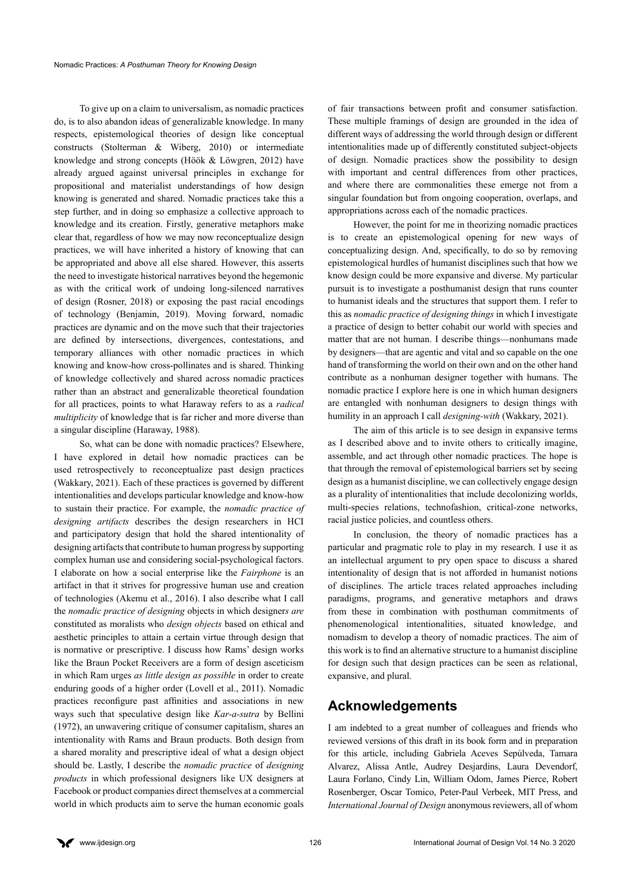To give up on a claim to universalism, as nomadic practices do, is to also abandon ideas of generalizable knowledge. In many respects, epistemological theories of design like conceptual constructs (Stolterman & Wiberg, 2010) or intermediate knowledge and strong concepts (Höök & Löwgren, 2012) have already argued against universal principles in exchange for propositional and materialist understandings of how design knowing is generated and shared. Nomadic practices take this a step further, and in doing so emphasize a collective approach to knowledge and its creation. Firstly, generative metaphors make clear that, regardless of how we may now reconceptualize design practices, we will have inherited a history of knowing that can be appropriated and above all else shared. However, this asserts the need to investigate historical narratives beyond the hegemonic as with the critical work of undoing long-silenced narratives of design (Rosner, 2018) or exposing the past racial encodings of technology (Benjamin, 2019). Moving forward, nomadic practices are dynamic and on the move such that their trajectories are defined by intersections, divergences, contestations, and temporary alliances with other nomadic practices in which knowing and know-how cross-pollinates and is shared. Thinking of knowledge collectively and shared across nomadic practices rather than an abstract and generalizable theoretical foundation for all practices, points to what Haraway refers to as a *radical multiplicity* of knowledge that is far richer and more diverse than a singular discipline (Haraway, 1988).

So, what can be done with nomadic practices? Elsewhere, I have explored in detail how nomadic practices can be used retrospectively to reconceptualize past design practices (Wakkary, 2021). Each of these practices is governed by different intentionalities and develops particular knowledge and know-how to sustain their practice. For example, the *nomadic practice of designing artifacts* describes the design researchers in HCI and participatory design that hold the shared intentionality of designing artifacts that contribute to human progress by supporting complex human use and considering social-psychological factors. I elaborate on how a social enterprise like the *Fairphone* is an artifact in that it strives for progressive human use and creation of technologies (Akemu et al., 2016). I also describe what I call the *nomadic practice of designing* objects in which designer*s are* constituted as moralists who *design objects* based on ethical and aesthetic principles to attain a certain virtue through design that is normative or prescriptive. I discuss how Rams' design works like the Braun Pocket Receivers are a form of design asceticism in which Ram urges *as little design as possible* in order to create enduring goods of a higher order (Lovell et al., 2011). Nomadic practices reconfigure past affinities and associations in new ways such that speculative design like *Kar-a-sutra* by Bellini (1972), an unwavering critique of consumer capitalism, shares an intentionality with Rams and Braun products. Both design from a shared morality and prescriptive ideal of what a design object should be. Lastly, I describe the *nomadic practice* of *designing products* in which professional designers like UX designers at Facebook or product companies direct themselves at a commercial world in which products aim to serve the human economic goals of fair transactions between profit and consumer satisfaction. These multiple framings of design are grounded in the idea of different ways of addressing the world through design or different intentionalities made up of differently constituted subject-objects of design. Nomadic practices show the possibility to design with important and central differences from other practices, and where there are commonalities these emerge not from a singular foundation but from ongoing cooperation, overlaps, and appropriations across each of the nomadic practices.

However, the point for me in theorizing nomadic practices is to create an epistemological opening for new ways of conceptualizing design. And, specifically, to do so by removing epistemological hurdles of humanist disciplines such that how we know design could be more expansive and diverse. My particular pursuit is to investigate a posthumanist design that runs counter to humanist ideals and the structures that support them. I refer to this as *nomadic practice of designing things* in which I investigate a practice of design to better cohabit our world with species and matter that are not human. I describe things—nonhumans made by designers—that are agentic and vital and so capable on the one hand of transforming the world on their own and on the other hand contribute as a nonhuman designer together with humans. The nomadic practice I explore here is one in which human designers are entangled with nonhuman designers to design things with humility in an approach I call *designing-with* (Wakkary, 2021).

The aim of this article is to see design in expansive terms as I described above and to invite others to critically imagine, assemble, and act through other nomadic practices. The hope is that through the removal of epistemological barriers set by seeing design as a humanist discipline, we can collectively engage design as a plurality of intentionalities that include decolonizing worlds, multi-species relations, technofashion, critical-zone networks, racial justice policies, and countless others.

In conclusion, the theory of nomadic practices has a particular and pragmatic role to play in my research. I use it as an intellectual argument to pry open space to discuss a shared intentionality of design that is not afforded in humanist notions of disciplines. The article traces related approaches including paradigms, programs, and generative metaphors and draws from these in combination with posthuman commitments of phenomenological intentionalities, situated knowledge, and nomadism to develop a theory of nomadic practices. The aim of this work is to find an alternative structure to a humanist discipline for design such that design practices can be seen as relational, expansive, and plural.

## Acknowledgements

I am indebted to a great number of colleagues and friends who reviewed versions of this draft in its book form and in preparation for this article, including Gabriela Aceves Sepúlveda, Tamara Alvarez, Alissa Antle, Audrey Desjardins, Laura Devendorf, Laura Forlano, Cindy Lin, William Odom, James Pierce, Robert Rosenberger, Oscar Tomico, Peter-Paul Verbeek, MIT Press, and *International Journal of Design* anonymous reviewers, all of whom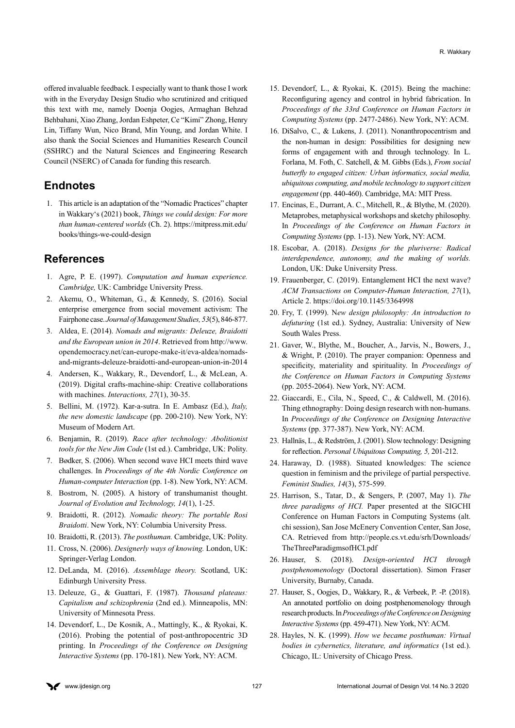offered invaluable feedback. I especially want to thank those I work with in the Everyday Design Studio who scrutinized and critiqued this text with me, namely Doenja Oogjes, Armaghan Behzad Behbahani, Xiao Zhang, Jordan Eshpeter, Ce "Kimi" Zhong, Henry Lin, Tiffany Wun, Nico Brand, Min Young, and Jordan White. I also thank the Social Sciences and Humanities Research Council (SSHRC) and the Natural Sciences and Engineering Research Council (NSERC) of Canada for funding this research.

## Endnotes

1. This article is an adaptation of the "Nomadic Practices" chapter in Wakkary's (2021) book, *Things we could design: For more than human-centered worlds* (Ch. 2). https://mitpress.mit.edu/books/things-we-could-design

## References

1. Agre, P. E. (1997). *Computation and human experience. Cambridge,* UK: Cambridge University Press.
2. Akemu, O., Whiteman, G., & Kennedy, S. (2016). Social enterprise emergence from social movement activism: The Fairphone case. *Journal of Management Studies, 53*(5), 846-877.
3. Aldea, E. (2014). *Nomads and migrants: Deleuze, Braidotti and the European union in 2014*. Retrieved from http://www.opendemocracy.net/can-europe-make-it/eva-aldea/nomads-and-migrants-deleuze-braidotti-and-european-union-in-2014
4. Andersen, K., Wakkary, R., Devendorf, L., & McLean, A. (2019). Digital crafts-machine-ship: Creative collaborations with machines. *Interactions, 27*(1), 30-35.
5. Bellini, M. (1972). Kar-a-sutra. In E. Ambasz (Ed.), *Italy, the new domestic landscape* (pp. 200-210). New York, NY: Museum of Modern Art.
6. Benjamin, R. (2019). *Race after technology: Abolitionist tools for the New Jim Code* (1st ed.). Cambridge, UK: Polity.
7. Bødker, S. (2006). When second wave HCI meets third wave challenges. In *Proceedings of the 4th Nordic Conference on Human-computer Interaction* (pp. 1-8). New York, NY: ACM.
8. Bostrom, N. (2005). A history of transhumanist thought. *Journal of Evolution and Technology, 14*(1), 1-25.
9. Braidotti, R. (2012). *Nomadic theory: The portable Rosi Braidotti*. New York, NY: Columbia University Press.
10. Braidotti, R. (2013). *The posthuman.* Cambridge, UK: Polity.
11. Cross, N. (2006). *Designerly ways of knowing.* London, UK: Springer-Verlag London.
12. DeLanda, M. (2016). *Assemblage theory.* Scotland, UK: Edinburgh University Press.
13. Deleuze, G., & Guattari, F. (1987). *Thousand plateaus: Capitalism and schizophrenia* (2nd ed.). Minneapolis, MN: University of Minnesota Press.
14. Devendorf, L., De Kosnik, A., Mattingly, K., & Ryokai, K. (2016). Probing the potential of post-anthropocentric 3D printing. In *Proceedings of the Conference on Designing Interactive Systems* (pp. 170-181). New York, NY: ACM.
15. Devendorf, L., & Ryokai, K. (2015). Being the machine: Reconfiguring agency and control in hybrid fabrication. In *Proceedings of the 33rd Conference on Human Factors in Computing Systems* (pp. 2477-2486). New York, NY: ACM.
16. DiSalvo, C., & Lukens, J. (2011). Nonanthropocentrism and the non-human in design: Possibilities for designing new forms of engagement with and through technology. In L. Forlana, M. Foth, C. Satchell, & M. Gibbs (Eds.), *From social butterfly to engaged citizen: Urban informatics, social media, ubiquitous computing, and mobile technology to support citizen engagement* (pp. 440-460). Cambridge, MA: MIT Press.
17. Encinas, E., Durrant, A. C., Mitchell, R., & Blythe, M. (2020). Metaprobes, metaphysical workshops and sketchy philosophy. In *Proceedings of the Conference on Human Factors in Computing Systems* (pp. 1-13). New York, NY: ACM.
18. Escobar, A. (2018). *Designs for the pluriverse: Radical interdependence, autonomy, and the making of worlds.* London, UK: Duke University Press.
19. Frauenberger, C. (2019). Entanglement HCI the next wave? *ACM Transactions on Computer-Human Interaction, 27*(1), Article 2. https://doi.org/10.1145/3364998
20. Fry, T. (1999). N*ew design philosophy: An introduction to defuturing* (1st ed.). Sydney, Australia: University of New South Wales Press.
21. Gaver, W., Blythe, M., Boucher, A., Jarvis, N., Bowers, J., & Wright, P. (2010). The prayer companion: Openness and specificity, materiality and spirituality. In *Proceedings of the Conference on Human Factors in Computing Systems* (pp. 2055-2064). New York, NY: ACM.
22. Giaccardi, E., Cila, N., Speed, C., & Caldwell, M. (2016). Thing ethnography: Doing design research with non-humans. In *Proceedings of the Conference on Designing Interactive Systems* (pp. 377-387). New York, NY: ACM.
23. Hallnäs, L., & Redström, J. (2001). Slow technology: Designing for reflection. *Personal Ubiquitous Computing, 5,* 201-212.
24. Haraway, D. (1988). Situated knowledges: The science question in feminism and the privilege of partial perspective. *Feminist Studies, 14*(3), 575-599.
25. Harrison, S., Tatar, D., & Sengers, P. (2007, May 1). *The three paradigms of HCI.* Paper presented at the SIGCHI Conference on Human Factors in Computing Systems (alt. chi session), San Jose McEnery Convention Center, San Jose, CA. Retrieved from http://people.cs.vt.edu/srh/Downloads/TheThreeParadigmsofHCI.pdf
26. Hauser, S. (2018). *Design-oriented HCI through postphenomenology* (Doctoral dissertation). Simon Fraser University, Burnaby, Canada.
27. Hauser, S., Oogjes, D., Wakkary, R., & Verbeek, P. -P. (2018). An annotated portfolio on doing postphenomenology through research products. In *Proceedings of the Conference on Designing Interactive Systems* (pp. 459-471). New York, NY: ACM.
28. Hayles, N. K. (1999). *How we became posthuman: Virtual bodies in cybernetics, literature, and informatics* (1st ed.). Chicago, IL: University of Chicago Press.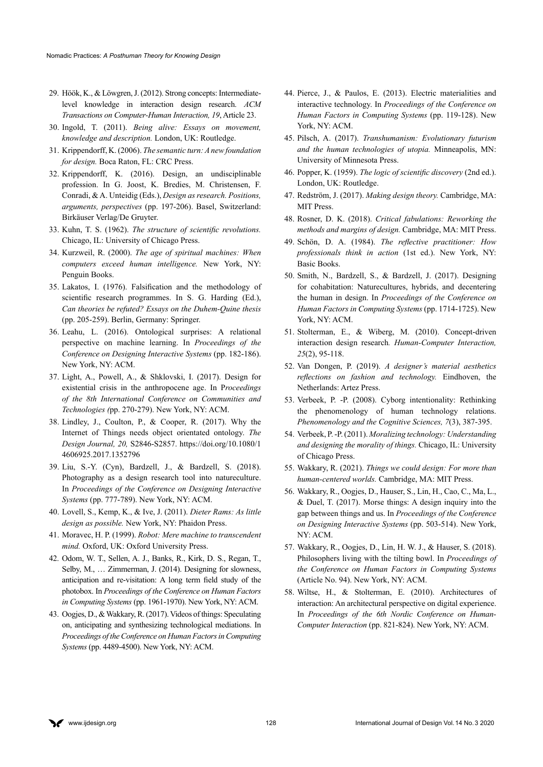29. Höök, K., & Löwgren, J. (2012). Strong concepts: Intermediate-level knowledge in interaction design research. *ACM Transactions on Computer-Human Interaction, 19*, Article 23.
30. Ingold, T. (2011). *Being alive: Essays on movement, knowledge and description.* London, UK: Routledge.
31. Krippendorff, K. (2006). *The semantic turn: A new foundation for design.* Boca Raton, FL: CRC Press.
32. Krippendorff, K. (2016). Design, an undisciplinable profession. In G. Joost, K. Bredies, M. Christensen, F. Conradi, & A. Unteidig (Eds.), *Design as research. Positions, arguments, perspectives* (pp. 197-206). Basel, Switzerland: Birkäuser Verlag/De Gruyter.
33. Kuhn, T. S. (1962). *The structure of scientific revolutions.* Chicago, IL: University of Chicago Press.
34. Kurzweil, R. (2000). *The age of spiritual machines: When computers exceed human intelligence.* New York, NY: Penguin Books.
35. Lakatos, I. (1976). Falsification and the methodology of scientific research programmes. In S. G. Harding (Ed.), *Can theories be refuted? Essays on the Duhem-Quine thesis* (pp. 205-259). Berlin, Germany: Springer.
36. Leahu, L. (2016). Ontological surprises: A relational perspective on machine learning. In *Proceedings of the Conference on Designing Interactive Systems* (pp. 182-186). New York, NY: ACM.
37. Light, A., Powell, A., & Shklovski, I. (2017). Design for existential crisis in the anthropocene age. In *Proceedings of the 8th International Conference on Communities and Technologies (*pp. 270-279). New York, NY: ACM.
38. Lindley, J., Coulton, P., & Cooper, R. (2017). Why the Internet of Things needs object orientated ontology. *The Design Journal, 20,* S2846-S2857. https://doi.org/10.1080/14606925.2017.1352796
39. Liu, S.-Y. (Cyn), Bardzell, J., & Bardzell, S. (2018). Photography as a design research tool into natureculture. In *Proceedings of the Conference on Designing Interactive Systems* (pp. 777-789). New York, NY: ACM.
40. Lovell, S., Kemp, K., & Ive, J. (2011). *Dieter Rams: As little design as possible.* New York, NY: Phaidon Press.
41. Moravec, H. P. (1999). *Robot: Mere machine to transcendent mind.* Oxford, UK: Oxford University Press.
42. Odom, W. T., Sellen, A. J., Banks, R., Kirk, D. S., Regan, T., Selby, M., … Zimmerman, J. (2014). Designing for slowness, anticipation and re-visitation: A long term field study of the photobox. In *Proceedings of the Conference on Human Factors in Computing Systems* (pp. 1961-1970). New York, NY: ACM.
43. Oogjes, D., & Wakkary, R. (2017). Videos of things: Speculating on, anticipating and synthesizing technological mediations. In *Proceedings of the Conference on Human Factors in Computing Systems* (pp. 4489-4500). New York, NY: ACM.
44. Pierce, J., & Paulos, E. (2013). Electric materialities and interactive technology. In *Proceedings of the Conference on Human Factors in Computing Systems* (pp. 119-128). New York, NY: ACM.
45. Pilsch, A. (2017). *Transhumanism: Evolutionary futurism and the human technologies of utopia.* Minneapolis, MN: University of Minnesota Press.
46. Popper, K. (1959). *The logic of scientific discovery* (2nd ed.). London, UK: Routledge.
47. Redström, J. (2017). *Making design theory.* Cambridge, MA: MIT Press.
48. Rosner, D. K. (2018). *Critical fabulations: Reworking the methods and margins of design.* Cambridge, MA: MIT Press.
49. Schön, D. A. (1984). *The reflective practitioner: How professionals think in action* (1st ed.). New York, NY: Basic Books.
50. Smith, N., Bardzell, S., & Bardzell, J. (2017). Designing for cohabitation: Naturecultures, hybrids, and decentering the human in design. In *Proceedings of the Conference on Human Factors in Computing Systems* (pp. 1714-1725). New York, NY: ACM.
51. Stolterman, E., & Wiberg, M. (2010). Concept-driven interaction design research*. Human-Computer Interaction, 25*(2), 95-118.
52. Van Dongen, P. (2019). *A designer's material aesthetics reflections on fashion and technology.* Eindhoven, the Netherlands: Artez Press.
53. Verbeek, P. -P. (2008). Cyborg intentionality: Rethinking the phenomenology of human technology relations. *Phenomenology and the Cognitive Sciences, 7*(3), 387-395.
54. Verbeek, P. -P. (2011). *Moralizing technology: Understanding and designing the morality of things.* Chicago, IL: University of Chicago Press.
55. Wakkary, R. (2021). *Things we could design: For more than human-centered worlds.* Cambridge, MA: MIT Press.
56. Wakkary, R., Oogjes, D., Hauser, S., Lin, H., Cao, C., Ma, L., & Duel, T. (2017). Morse things: A design inquiry into the gap between things and us. In *Proceedings of the Conference on Designing Interactive Systems* (pp. 503-514). New York, NY: ACM.
57. Wakkary, R., Oogjes, D., Lin, H. W. J., & Hauser, S. (2018). Philosophers living with the tilting bowl. In *Proceedings of the Conference on Human Factors in Computing Systems* (Article No. 94). New York, NY: ACM.
58. Wiltse, H., & Stolterman, E. (2010). Architectures of interaction: An architectural perspective on digital experience. In *Proceedings of the 6th Nordic Conference on Human-Computer Interaction* (pp. 821-824). New York, NY: ACM.